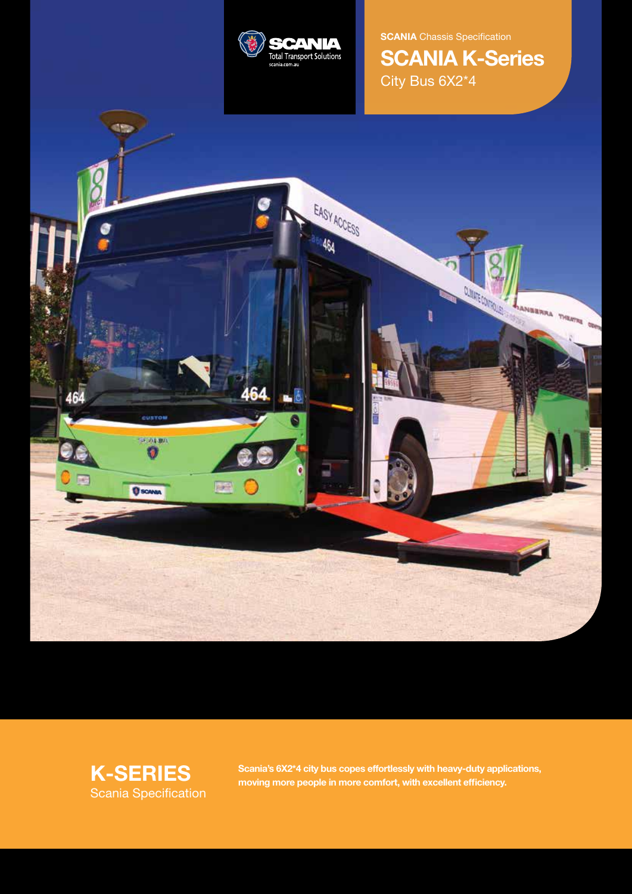SCANIA Total Transport Solutions
scania.com.au

**SCANIA** Chassis Specification

# SCANIA K-Series

City Bus 6X2*4

## K-SERIES

Scania Specification

**Scania's 6X2*4 city bus copes effortlessly with heavy-duty applications, moving more people in more comfort, with excellent efficiency.**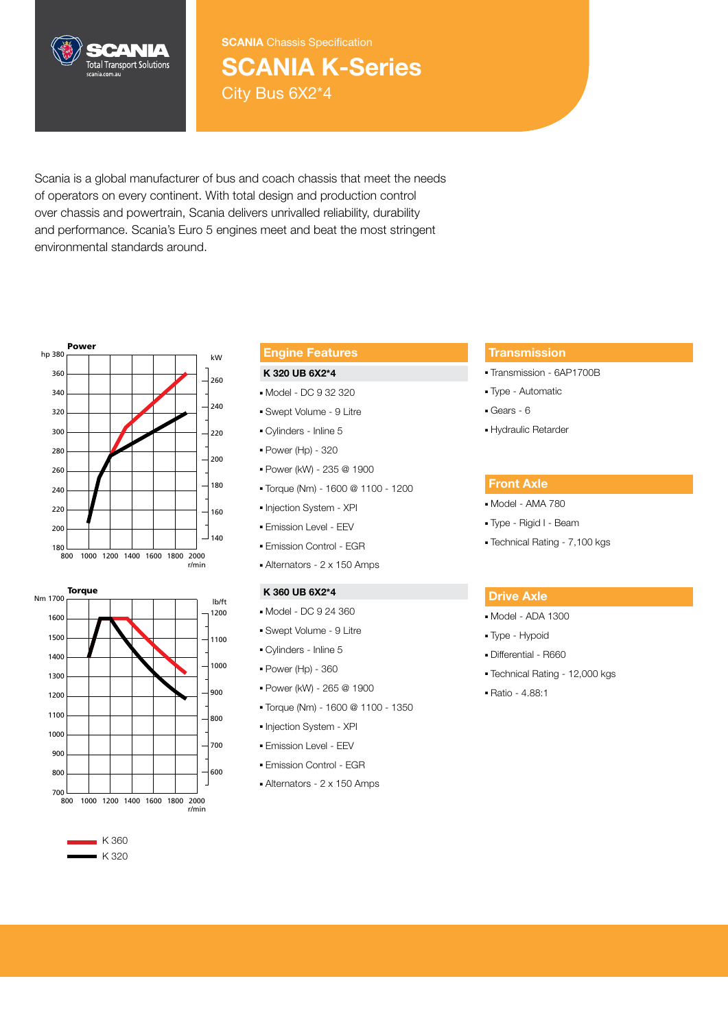**SCANIA** Chassis Specification

# SCANIA K-Series

City Bus 6X2*4

Scania is a global manufacturer of bus and coach chassis that meet the needs of operators on every continent. With total design and production control over chassis and powertrain, Scania delivers unrivalled reliability, durability and performance. Scania's Euro 5 engines meet and beat the most stringent environmental standards around.

**Power**

**Torque**

K 360
K 320

## Engine Features

### K 320 UB 6X2*4

- Model - DC 9 32 320
- Swept Volume - 9 Litre
- Cylinders - Inline 5
- Power (Hp) - 320
- Power (kW) - 235 @ 1900
- Torque (Nm) - 1600 @ 1100 - 1200
- Injection System - XPI
- Emission Level - EEV
- Emission Control - EGR
- Alternators - 2 x 150 Amps

### K 360 UB 6X2*4

- Model - DC 9 24 360
- Swept Volume - 9 Litre
- Cylinders - Inline 5
- Power (Hp) - 360
- Power (kW) - 265 @ 1900
- Torque (Nm) - 1600 @ 1100 - 1350
- Injection System - XPI
- Emission Level - EEV
- Emission Control - EGR
- Alternators - 2 x 150 Amps

## Transmission

- Transmission - 6AP1700B
- Type - Automatic
- Gears - 6
- Hydraulic Retarder

## Front Axle

- Model - AMA 780
- Type - Rigid I - Beam
- Technical Rating - 7,100 kgs

## Drive Axle

- Model - ADA 1300
- Type - Hypoid
- Differential - R660
- Technical Rating - 12,000 kgs
- Ratio - 4.88:1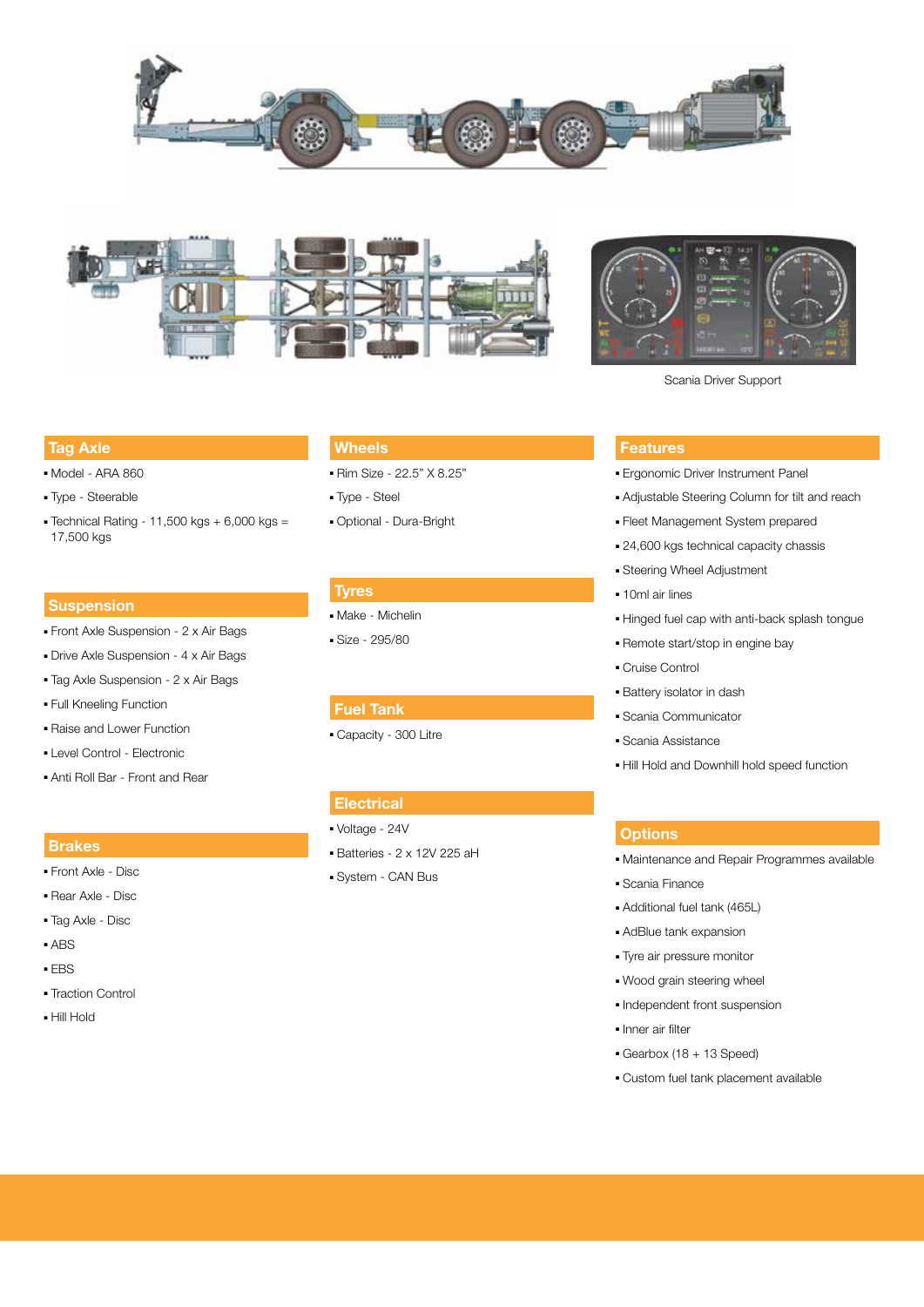Scania Driver Support

## Tag Axle

- Model - ARA 860
- Type - Steerable
- Technical Rating - 11,500 kgs + 6,000 kgs = 17,500 kgs

## Suspension

- Front Axle Suspension - 2 x Air Bags
- Drive Axle Suspension - 4 x Air Bags
- Tag Axle Suspension - 2 x Air Bags
- Full Kneeling Function
- Raise and Lower Function
- Level Control - Electronic
- Anti Roll Bar - Front and Rear

## Brakes

- Front Axle - Disc
- Rear Axle - Disc
- Tag Axle - Disc
- ABS
- EBS
- Traction Control
- Hill Hold

## Wheels

- Rim Size - 22.5" X 8.25"
- Type - Steel
- Optional - Dura-Bright

## Tyres

- Make - Michelin
- Size - 295/80

## Fuel Tank

- Capacity - 300 Litre

## Electrical

- Voltage - 24V
- Batteries - 2 x 12V 225 aH
- System - CAN Bus

## Features

- Ergonomic Driver Instrument Panel
- Adjustable Steering Column for tilt and reach
- Fleet Management System prepared
- 24,600 kgs technical capacity chassis
- Steering Wheel Adjustment
- 10ml air lines
- Hinged fuel cap with anti-back splash tongue
- Remote start/stop in engine bay
- Cruise Control
- Battery isolator in dash
- Scania Communicator
- Scania Assistance
- Hill Hold and Downhill hold speed function

## Options

- Maintenance and Repair Programmes available
- Scania Finance
- Additional fuel tank (465L)
- AdBlue tank expansion
- Tyre air pressure monitor
- Wood grain steering wheel
- Independent front suspension
- Inner air filter
- Gearbox (18 + 13 Speed)
- Custom fuel tank placement available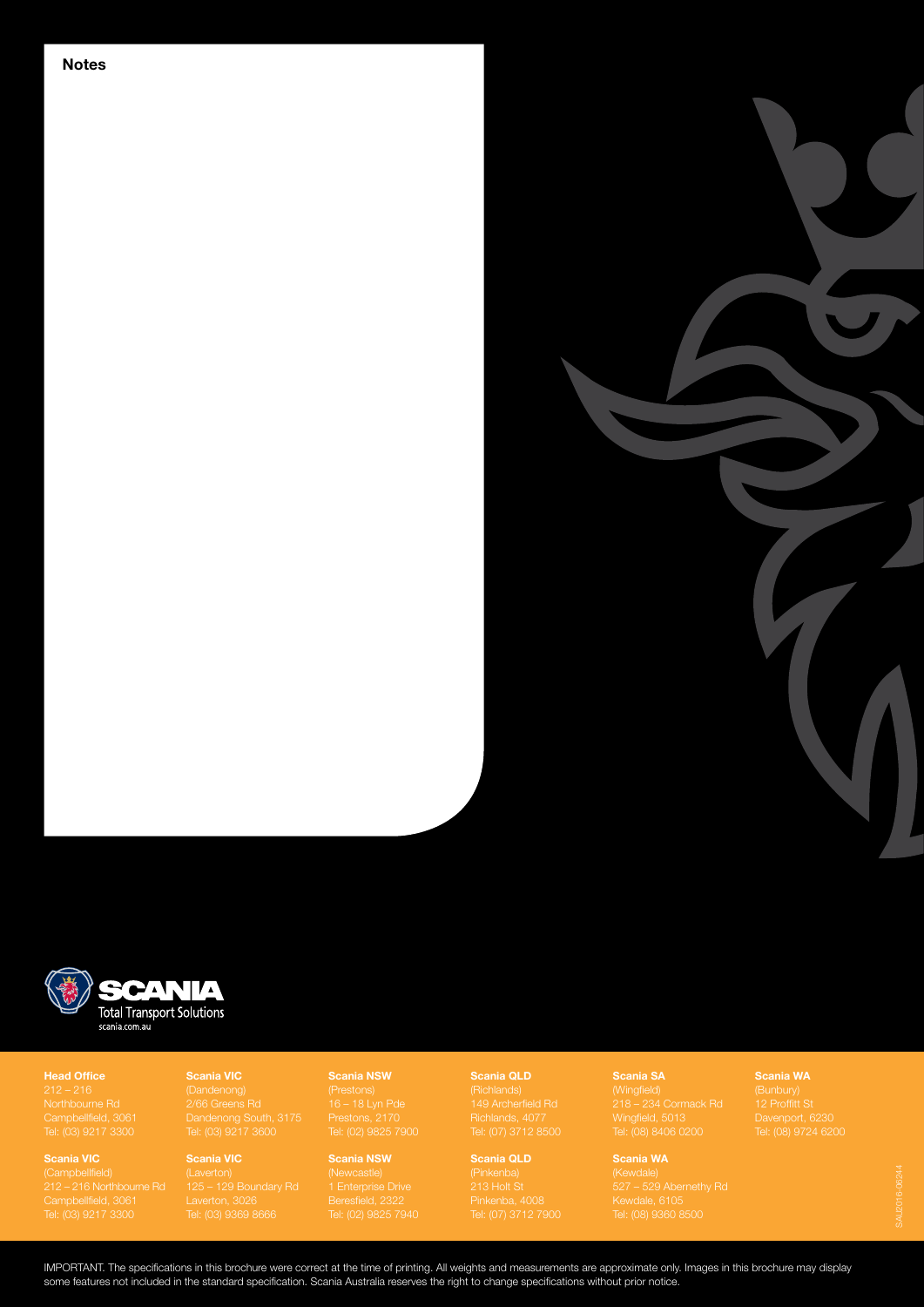**Notes**

**SCANIA**
Total Transport Solutions
scania.com.au

**Head Office**
212 – 216
Northbourne Rd
Campbellfield, 3061
Tel: (03) 9217 3300

**Scania VIC**
(Campbellfield)
212 – 216 Northbourne Rd
Campbellfield, 3061
Tel: (03) 9217 3300

**Scania VIC**
(Dandenong)
2/66 Greens Rd
Dandenong South, 3175
Tel: (03) 9217 3600

**Scania VIC**
(Laverton)
125 – 129 Boundary Rd
Laverton, 3026
Tel: (03) 9369 8666

**Scania NSW**
(Prestons)
16 – 18 Lyn Pde
Prestons, 2170
Tel: (02) 9825 7900

**Scania NSW**
(Newcastle)
1 Enterprise Drive
Beresfield, 2322
Tel: (02) 9825 7940

**Scania QLD**
(Richlands)
149 Archerfield Rd
Richlands, 4077
Tel: (07) 3712 8500

**Scania QLD**
(Pinkenba)
213 Holt St
Pinkenba, 4008
Tel: (07) 3712 7900

**Scania SA**
(Wingfield)
218 – 234 Cormack Rd
Wingfield, 5013
Tel: (08) 8406 0200

**Scania WA**
(Kewdale)
527 – 529 Abernethy Rd
Kewdale, 6105
Tel: (08) 9360 8500

**Scania WA**
(Bunbury)
12 Proffitt St
Davenport, 6230
Tel: (08) 9724 6200

SAU2016-0344

IMPORTANT. The specifications in this brochure were correct at the time of printing. All weights and measurements are approximate only. Images in this brochure may display some features not included in the standard specification. Scania Australia reserves the right to change specifications without prior notice.